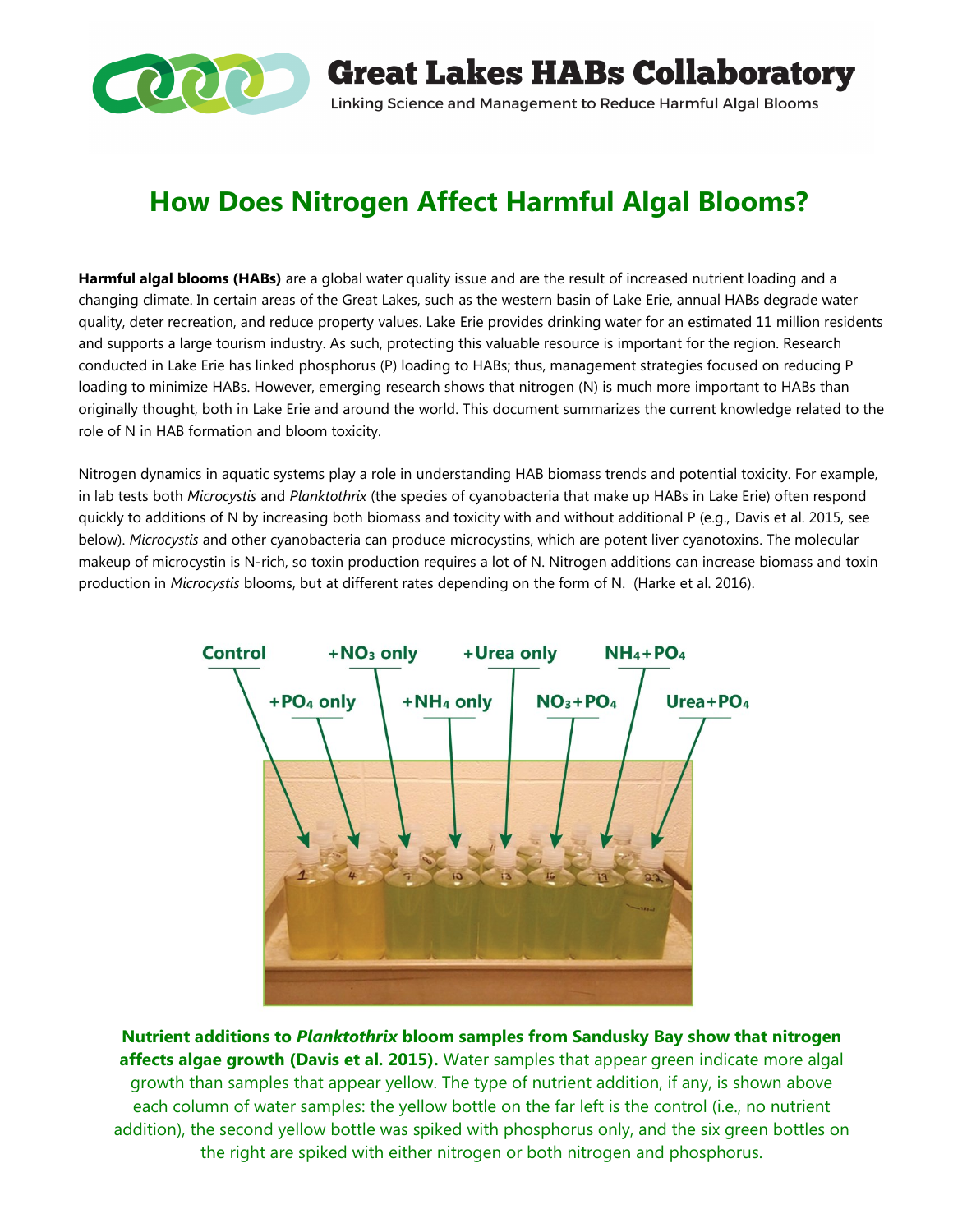Great Lakes HABs Collaboratory

Linking Science and Management to Reduce Harmful Algal Blooms

# How Does Nitrogen Affect Harmful Algal Blooms?

**Harmful algal blooms (HABs)** are a global water quality issue and are the result of increased nutrient loading and a changing climate. In certain areas of the Great Lakes, such as the western basin of Lake Erie, annual HABs degrade water quality, deter recreation, and reduce property values. Lake Erie provides drinking water for an estimated 11 million residents and supports a large tourism industry. As such, protecting this valuable resource is important for the region. Research conducted in Lake Erie has linked phosphorus (P) loading to HABs; thus, management strategies focused on reducing P loading to minimize HABs. However, emerging research shows that nitrogen (N) is much more important to HABs than originally thought, both in Lake Erie and around the world. This document summarizes the current knowledge related to the role of N in HAB formation and bloom toxicity.

Nitrogen dynamics in aquatic systems play a role in understanding HAB biomass trends and potential toxicity. For example, in lab tests both *Microcystis* and *Planktothrix* (the species of cyanobacteria that make up HABs in Lake Erie) often respond quickly to additions of N by increasing both biomass and toxicity with and without additional P (e.g., Davis et al. 2015, see below). *Microcystis* and other cyanobacteria can produce microcystins, which are potent liver cyanotoxins. The molecular makeup of microcystin is N-rich, so toxin production requires a lot of N. Nitrogen additions can increase biomass and toxin production in *Microcystis* blooms, but at different rates depending on the form of N. (Harke et al. 2016).

Control | $+PO_4$ only | $+NO_3$ only | $+NH_4$ only | +Urea only | $NO_3+PO_4$ | $NH_4+PO_4$ | Urea+$PO_4$

**Nutrient additions to *Planktothrix* bloom samples from Sandusky Bay show that nitrogen affects algae growth (Davis et al. 2015).** Water samples that appear green indicate more algal growth than samples that appear yellow. The type of nutrient addition, if any, is shown above each column of water samples: the yellow bottle on the far left is the control (i.e., no nutrient addition), the second yellow bottle was spiked with phosphorus only, and the six green bottles on the right are spiked with either nitrogen or both nitrogen and phosphorus.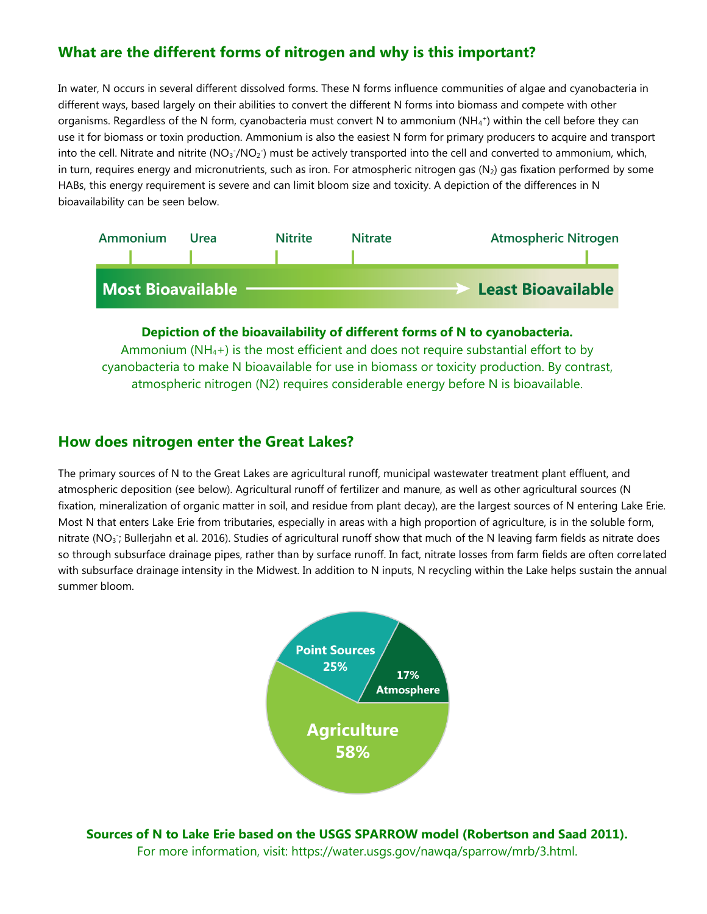## What are the different forms of nitrogen and why is this important?

In water, N occurs in several different dissolved forms. These N forms influence communities of algae and cyanobacteria in different ways, based largely on their abilities to convert the different N forms into biomass and compete with other organisms. Regardless of the N form, cyanobacteria must convert N to ammonium ($NH_4^+$) within the cell before they can use it for biomass or toxin production. Ammonium is also the easiest N form for primary producers to acquire and transport into the cell. Nitrate and nitrite ($NO_3^-$/$NO_2^-$) must be actively transported into the cell and converted to ammonium, which, in turn, requires energy and micronutrients, such as iron. For atmospheric nitrogen gas ($N_2$) gas fixation performed by some HABs, this energy requirement is severe and can limit bloom size and toxicity. A depiction of the differences in N bioavailability can be seen below.

Ammonium | Urea | Nitrite | Nitrate | Atmospheric Nitrogen

Most Bioavailable ⟶ Least Bioavailable

**Depiction of the bioavailability of different forms of N to cyanobacteria.**
Ammonium ($NH_4$+) is the most efficient and does not require substantial effort to by cyanobacteria to make N bioavailable for use in biomass or toxicity production. By contrast, atmospheric nitrogen (N2) requires considerable energy before N is bioavailable.

## How does nitrogen enter the Great Lakes?

The primary sources of N to the Great Lakes are agricultural runoff, municipal wastewater treatment plant effluent, and atmospheric deposition (see below). Agricultural runoff of fertilizer and manure, as well as other agricultural sources (N fixation, mineralization of organic matter in soil, and residue from plant decay), are the largest sources of N entering Lake Erie. Most N that enters Lake Erie from tributaries, especially in areas with a high proportion of agriculture, is in the soluble form, nitrate ($NO_3^-$; Bullerjahn et al. 2016). Studies of agricultural runoff show that much of the N leaving farm fields as nitrate does so through subsurface drainage pipes, rather than by surface runoff. In fact, nitrate losses from farm fields are often correlated with subsurface drainage intensity in the Midwest. In addition to N inputs, N recycling within the Lake helps sustain the annual summer bloom.

| Source | Percent |
|---|---|
| Agriculture | 58% |
| Point Sources | 25% |
| Atmosphere | 17% |

**Sources of N to Lake Erie based on the USGS SPARROW model (Robertson and Saad 2011).**
For more information, visit: https://water.usgs.gov/nawqa/sparrow/mrb/3.html.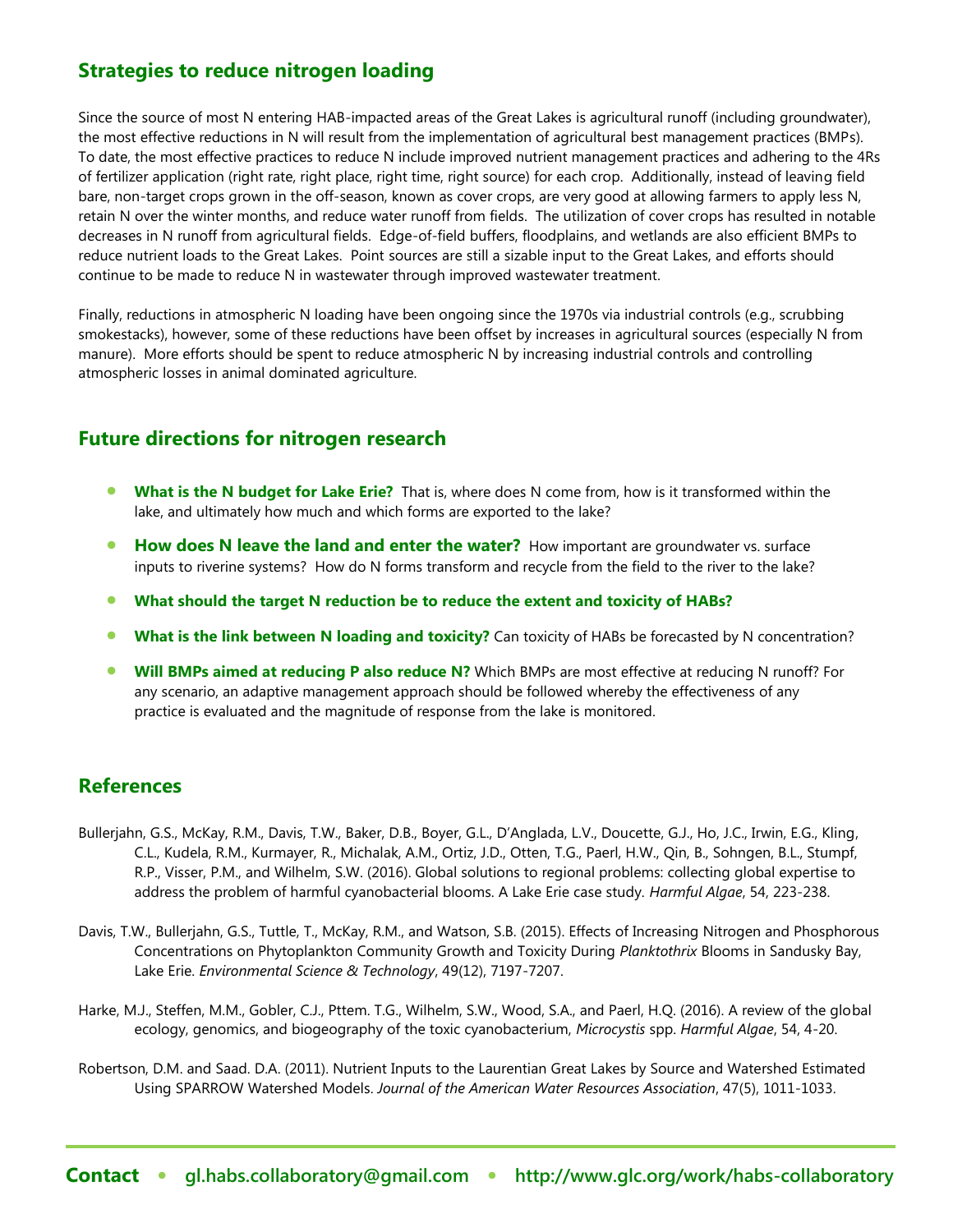## Strategies to reduce nitrogen loading

Since the source of most N entering HAB-impacted areas of the Great Lakes is agricultural runoff (including groundwater), the most effective reductions in N will result from the implementation of agricultural best management practices (BMPs). To date, the most effective practices to reduce N include improved nutrient management practices and adhering to the 4Rs of fertilizer application (right rate, right place, right time, right source) for each crop. Additionally, instead of leaving field bare, non-target crops grown in the off-season, known as cover crops, are very good at allowing farmers to apply less N, retain N over the winter months, and reduce water runoff from fields. The utilization of cover crops has resulted in notable decreases in N runoff from agricultural fields. Edge-of-field buffers, floodplains, and wetlands are also efficient BMPs to reduce nutrient loads to the Great Lakes. Point sources are still a sizable input to the Great Lakes, and efforts should continue to be made to reduce N in wastewater through improved wastewater treatment.

Finally, reductions in atmospheric N loading have been ongoing since the 1970s via industrial controls (e.g., scrubbing smokestacks), however, some of these reductions have been offset by increases in agricultural sources (especially N from manure). More efforts should be spent to reduce atmospheric N by increasing industrial controls and controlling atmospheric losses in animal dominated agriculture.

## Future directions for nitrogen research

- **What is the N budget for Lake Erie?** That is, where does N come from, how is it transformed within the lake, and ultimately how much and which forms are exported to the lake?
- **How does N leave the land and enter the water?** How important are groundwater vs. surface inputs to riverine systems? How do N forms transform and recycle from the field to the river to the lake?
- **What should the target N reduction be to reduce the extent and toxicity of HABs?**
- **What is the link between N loading and toxicity?** Can toxicity of HABs be forecasted by N concentration?
- **Will BMPs aimed at reducing P also reduce N?** Which BMPs are most effective at reducing N runoff? For any scenario, an adaptive management approach should be followed whereby the effectiveness of any practice is evaluated and the magnitude of response from the lake is monitored.

## References

Bullerjahn, G.S., McKay, R.M., Davis, T.W., Baker, D.B., Boyer, G.L., D'Anglada, L.V., Doucette, G.J., Ho, J.C., Irwin, E.G., Kling, C.L., Kudela, R.M., Kurmayer, R., Michalak, A.M., Ortiz, J.D., Otten, T.G., Paerl, H.W., Qin, B., Sohngen, B.L., Stumpf, R.P., Visser, P.M., and Wilhelm, S.W. (2016). Global solutions to regional problems: collecting global expertise to address the problem of harmful cyanobacterial blooms. A Lake Erie case study. *Harmful Algae*, 54, 223-238.

Davis, T.W., Bullerjahn, G.S., Tuttle, T., McKay, R.M., and Watson, S.B. (2015). Effects of Increasing Nitrogen and Phosphorous Concentrations on Phytoplankton Community Growth and Toxicity During *Planktothrix* Blooms in Sandusky Bay, Lake Erie. *Environmental Science & Technology*, 49(12), 7197-7207.

Harke, M.J., Steffen, M.M., Gobler, C.J., Pttem. T.G., Wilhelm, S.W., Wood, S.A., and Paerl, H.Q. (2016). A review of the global ecology, genomics, and biogeography of the toxic cyanobacterium, *Microcystis* spp. *Harmful Algae*, 54, 4-20.

Robertson, D.M. and Saad. D.A. (2011). Nutrient Inputs to the Laurentian Great Lakes by Source and Watershed Estimated Using SPARROW Watershed Models. *Journal of the American Water Resources Association*, 47(5), 1011-1033.

**Contact • gl.habs.collaboratory@gmail.com • http://www.glc.org/work/habs-collaboratory**